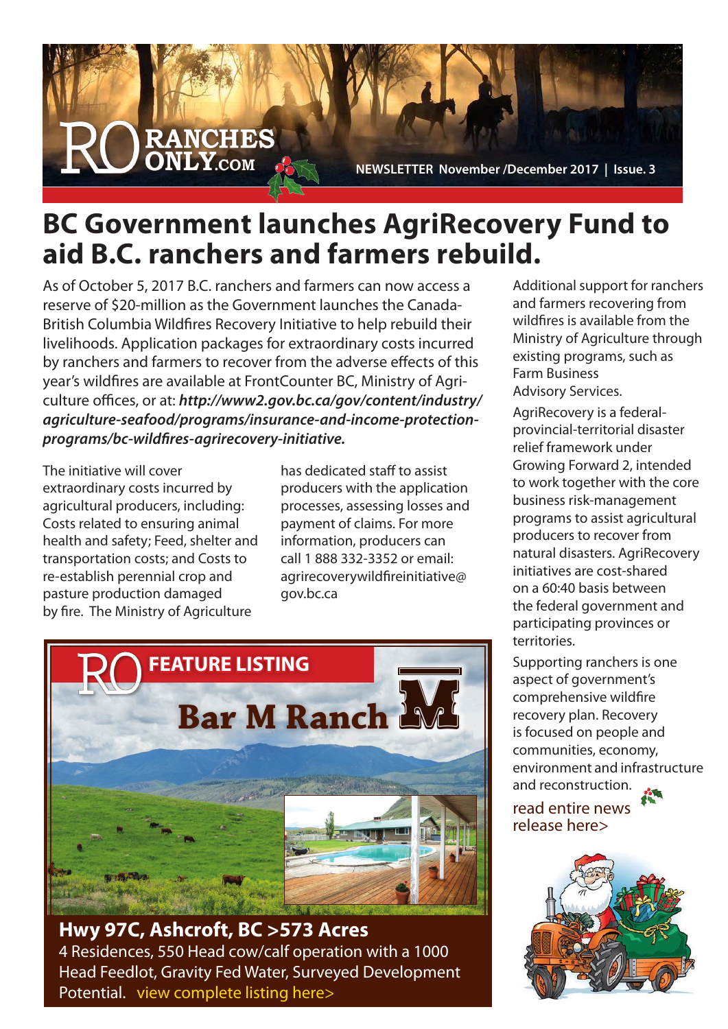RANCHES ONLY.COM

NEWSLETTER November /December 2017 | Issue. 3

# BC Government launches AgriRecovery Fund to aid B.C. ranchers and farmers rebuild.

As of October 5, 2017 B.C. ranchers and farmers can now access a reserve of $20-million as the Government launches the Canada-British Columbia Wildfires Recovery Initiative to help rebuild their livelihoods. Application packages for extraordinary costs incurred by ranchers and farmers to recover from the adverse effects of this year's wildfires are available at FrontCounter BC, Ministry of Agriculture offices, or at: ***http://www2.gov.bc.ca/gov/content/industry/agriculture-seafood/programs/insurance-and-income-protection-programs/bc-wildfires-agrirecovery-initiative.***

The initiative will cover extraordinary costs incurred by agricultural producers, including: Costs related to ensuring animal health and safety; Feed, shelter and transportation costs; and Costs to re-establish perennial crop and pasture production damaged by fire. The Ministry of Agriculture has dedicated staff to assist producers with the application processes, assessing losses and payment of claims. For more information, producers can call 1 888 332-3352 or email: agrirecoverywildfireinitiative@gov.bc.ca

Additional support for ranchers and farmers recovering from wildfires is available from the Ministry of Agriculture through existing programs, such as Farm Business Advisory Services.

AgriRecovery is a federal-provincial-territorial disaster relief framework under Growing Forward 2, intended to work together with the core business risk-management programs to assist agricultural producers to recover from natural disasters. AgriRecovery initiatives are cost-shared on a 60:40 basis between the federal government and participating provinces or territories.

Supporting ranchers is one aspect of government's comprehensive wildfire recovery plan. Recovery is focused on people and communities, economy, environment and infrastructure and reconstruction.

read entire news release here>

## RO FEATURE LISTING

### Bar M Ranch

**Hwy 97C, Ashcroft, BC >573 Acres**

4 Residences, 550 Head cow/calf operation with a 1000 Head Feedlot, Gravity Fed Water, Surveyed Development Potential. view complete listing here>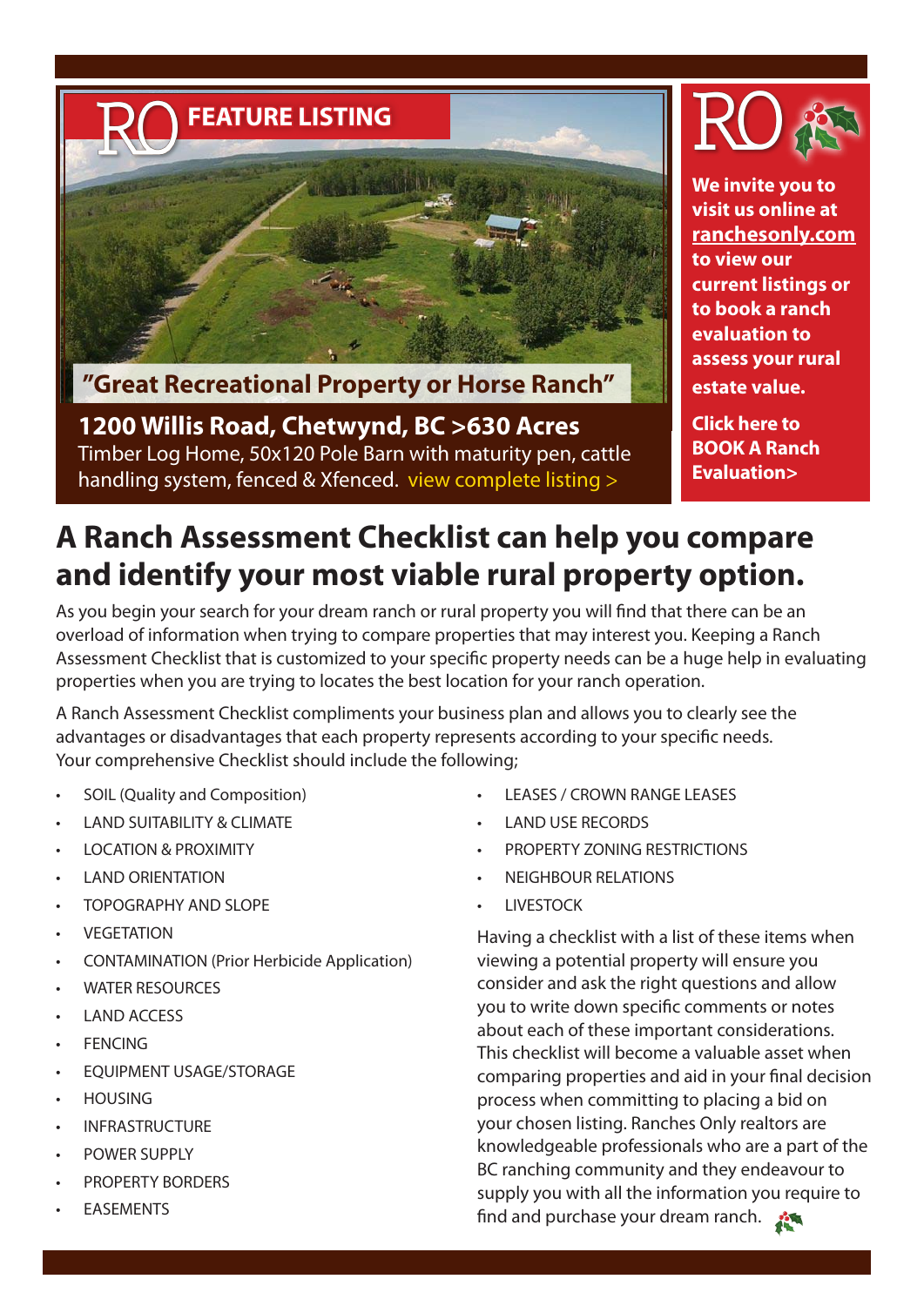RO FEATURE LISTING

"Great Recreational Property or Horse Ranch"

**1200 Willis Road, Chetwynd, BC >630 Acres**

Timber Log Home, 50x120 Pole Barn with maturity pen, cattle handling system, fenced & Xfenced. view complete listing >

RO

**We invite you to visit us online at ranchesonly.com to view our current listings or to book a ranch evaluation to assess your rural estate value.**

**Click here to BOOK A Ranch Evaluation>**

## A Ranch Assessment Checklist can help you compare and identify your most viable rural property option.

As you begin your search for your dream ranch or rural property you will find that there can be an overload of information when trying to compare properties that may interest you. Keeping a Ranch Assessment Checklist that is customized to your specific property needs can be a huge help in evaluating properties when you are trying to locates the best location for your ranch operation.

A Ranch Assessment Checklist compliments your business plan and allows you to clearly see the advantages or disadvantages that each property represents according to your specific needs. Your comprehensive Checklist should include the following;

- SOIL (Quality and Composition)
- LAND SUITABILITY & CLIMATE
- LOCATION & PROXIMITY
- LAND ORIENTATION
- TOPOGRAPHY AND SLOPE
- VEGETATION
- CONTAMINATION (Prior Herbicide Application)
- WATER RESOURCES
- LAND ACCESS
- FENCING
- EQUIPMENT USAGE/STORAGE
- HOUSING
- INFRASTRUCTURE
- POWER SUPPLY
- PROPERTY BORDERS
- EASEMENTS
- LEASES / CROWN RANGE LEASES
- LAND USE RECORDS
- PROPERTY ZONING RESTRICTIONS
- NEIGHBOUR RELATIONS
- LIVESTOCK

Having a checklist with a list of these items when viewing a potential property will ensure you consider and ask the right questions and allow you to write down specific comments or notes about each of these important considerations. This checklist will become a valuable asset when comparing properties and aid in your final decision process when committing to placing a bid on your chosen listing. Ranches Only realtors are knowledgeable professionals who are a part of the BC ranching community and they endeavour to supply you with all the information you require to find and purchase your dream ranch.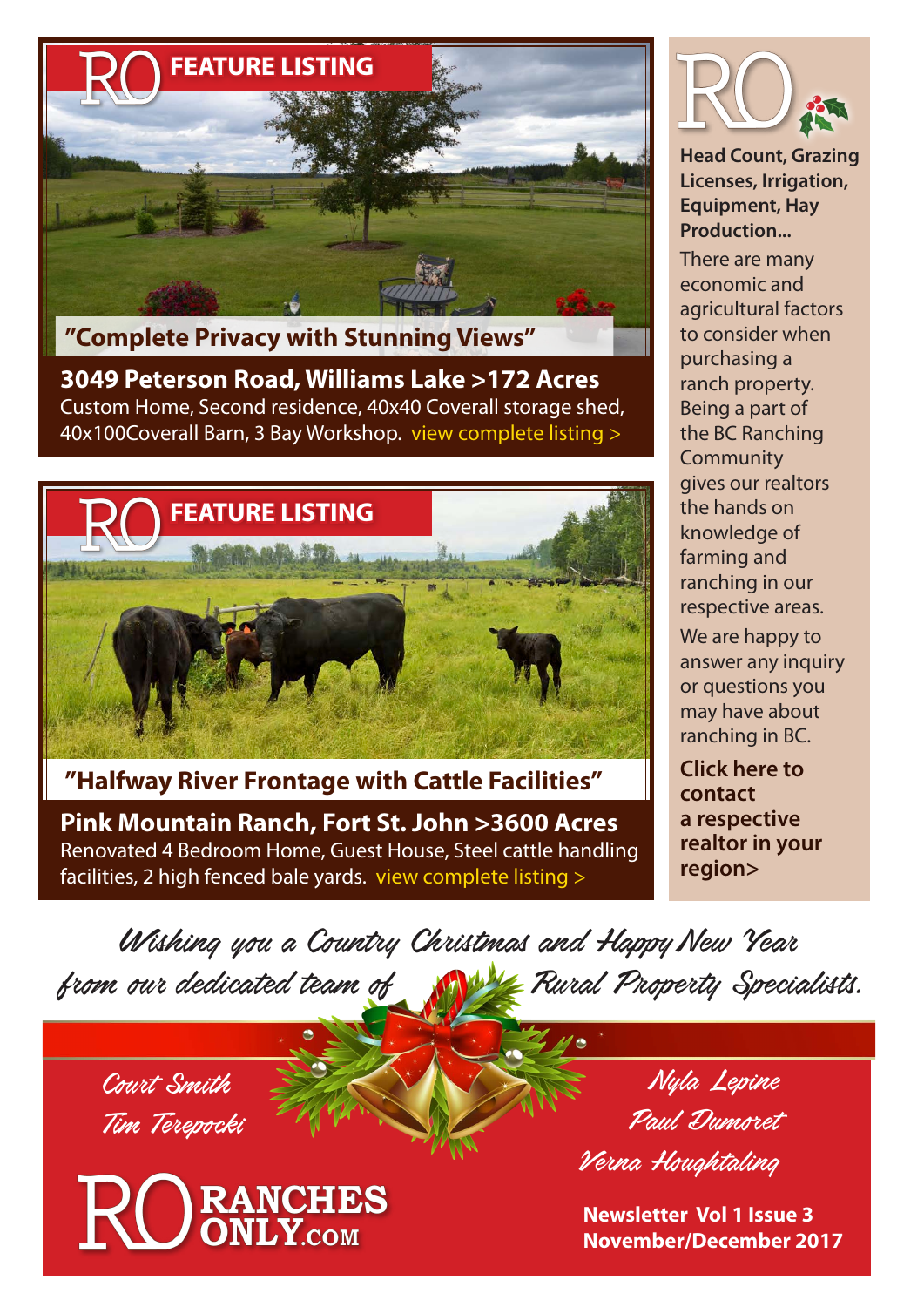## RO FEATURE LISTING

**"Complete Privacy with Stunning Views"**

**3049 Peterson Road, Williams Lake >172 Acres**

Custom Home, Second residence, 40x40 Coverall storage shed, 40x100Coverall Barn, 3 Bay Workshop. view complete listing >

## RO FEATURE LISTING

**"Halfway River Frontage with Cattle Facilities"**

**Pink Mountain Ranch, Fort St. John >3600 Acres**

Renovated 4 Bedroom Home, Guest House, Steel cattle handling facilities, 2 high fenced bale yards. view complete listing >

**Head Count, Grazing Licenses, Irrigation, Equipment, Hay Production...**

There are many economic and agricultural factors to consider when purchasing a ranch property. Being a part of the BC Ranching Community gives our realtors the hands on knowledge of farming and ranching in our respective areas.

We are happy to answer any inquiry or questions you may have about ranching in BC.

**Click here to contact a respective realtor in your region>**

*Wishing you a Country Christmas and Happy New Year from our dedicated team of Rural Property Specialists.*

*Court Smith*
*Tim Terepocki*

*Nyla Lepine*
*Paul Dumoret*
*Verna Houghtaling*

RO RANCHES ONLY.COM

**Newsletter Vol 1 Issue 3**
**November/December 2017**